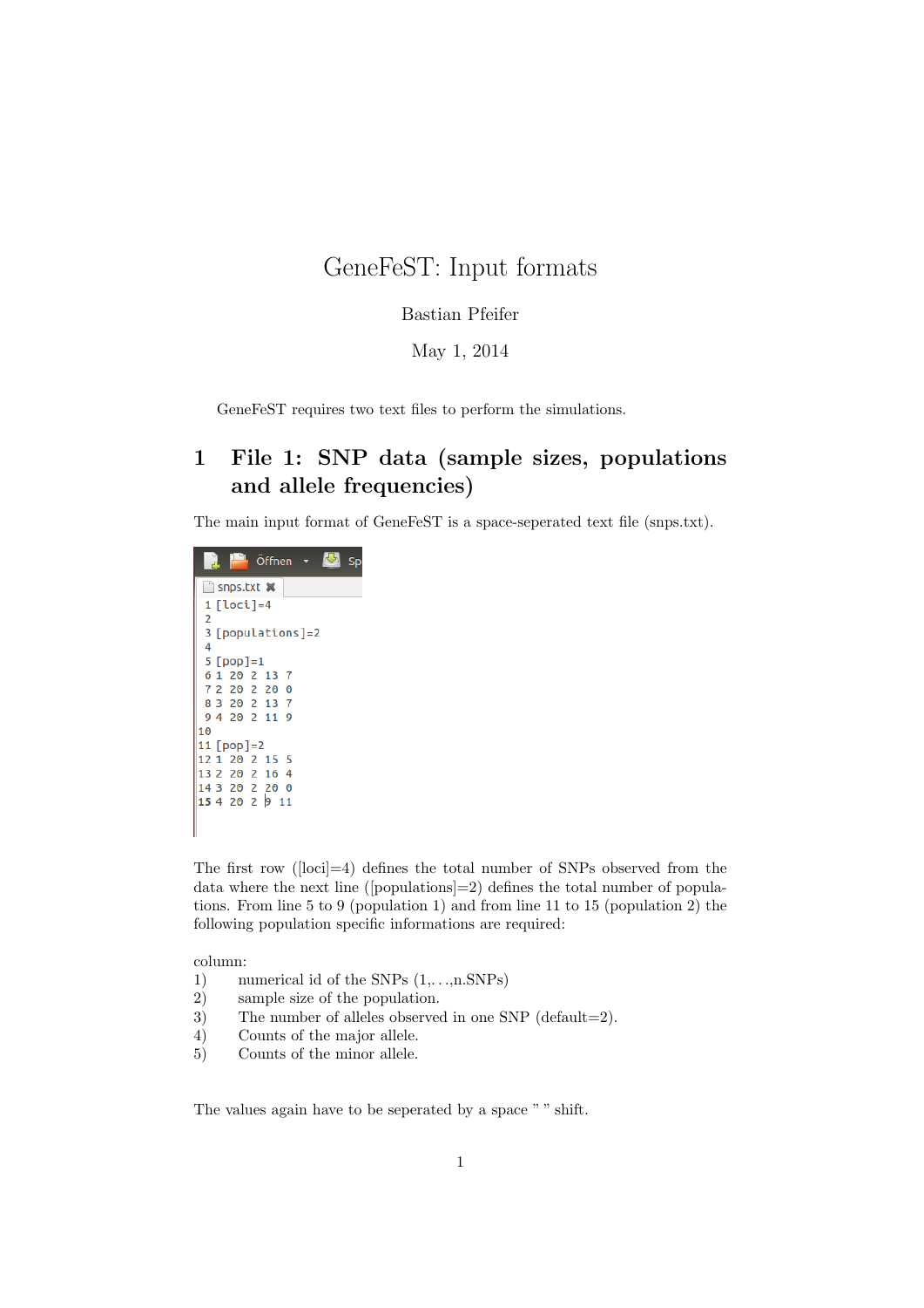# GeneFeST: Input formats

Bastian Pfeifer

May 1, 2014

GeneFeST requires two text files to perform the simulations.

## 1 File 1: SNP data (sample sizes, populations and allele frequencies)

The main input format of GeneFeST is a space-seperated text file (snps.txt).

```
1 [loci]=4
2
3 [populations]=2
4
5 [pop]=1
6 1 20 2 13 7
7 2 20 2 20 0
8 3 20 2 13 7
9 4 20 2 11 9
10
11 [pop]=2
12 1 20 2 15 5
13 2 20 2 16 4
14 3 20 2 20 0
15 4 20 2 9 11
```

The first row ([loci]=4) defines the total number of SNPs observed from the data where the next line ([populations]=2) defines the total number of populations. From line 5 to 9 (population 1) and from line 11 to 15 (population 2) the following population specific informations are required:

column:
1) numerical id of the SNPs (1,. . .,n.SNPs)
2) sample size of the population.
3) The number of alleles observed in one SNP (default=2).
4) Counts of the major allele.
5) Counts of the minor allele.

The values again have to be seperated by a space " " shift.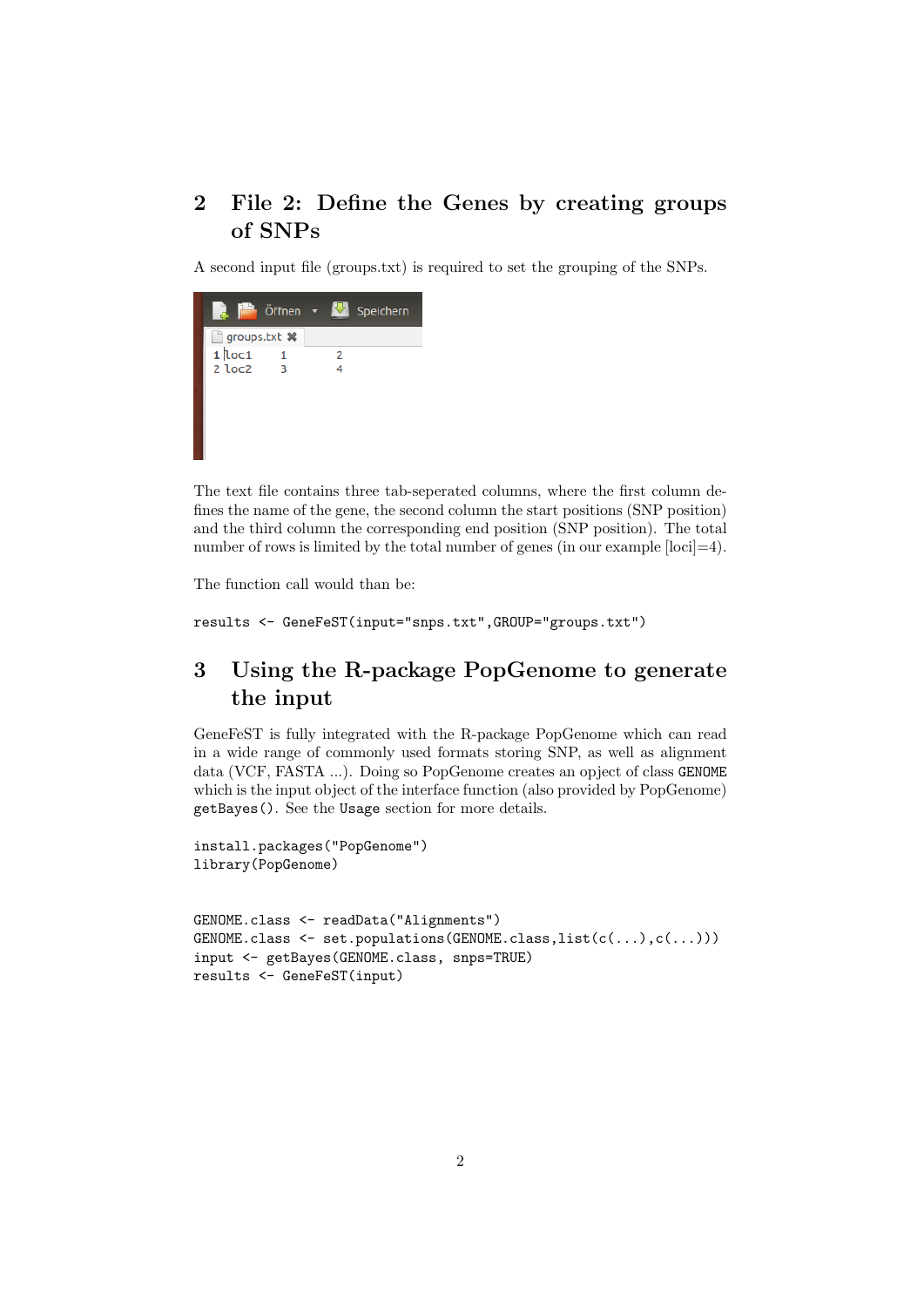## 2 File 2: Define the Genes by creating groups of SNPs

A second input file (groups.txt) is required to set the grouping of the SNPs.

```
loc1    1    2
loc2    3    4
```

The text file contains three tab-seperated columns, where the first column defines the name of the gene, the second column the start positions (SNP position) and the third column the corresponding end position (SNP position). The total number of rows is limited by the total number of genes (in our example [loci]=4).

The function call would than be:

```
results <- GeneFeST(input="snps.txt",GROUP="groups.txt")
```

## 3 Using the R-package PopGenome to generate the input

GeneFeST is fully integrated with the R-package PopGenome which can read in a wide range of commonly used formats storing SNP, as well as alignment data (VCF, FASTA ...). Doing so PopGenome creates an opject of class `GENOME` which is the input object of the interface function (also provided by PopGenome) `getBayes()`. See the `Usage` section for more details.

```
install.packages("PopGenome")
library(PopGenome)
```

```
GENOME.class <- readData("Alignments")
GENOME.class <- set.populations(GENOME.class,list(c(...),c(...)))
input <- getBayes(GENOME.class, snps=TRUE)
results <- GeneFeST(input)
```